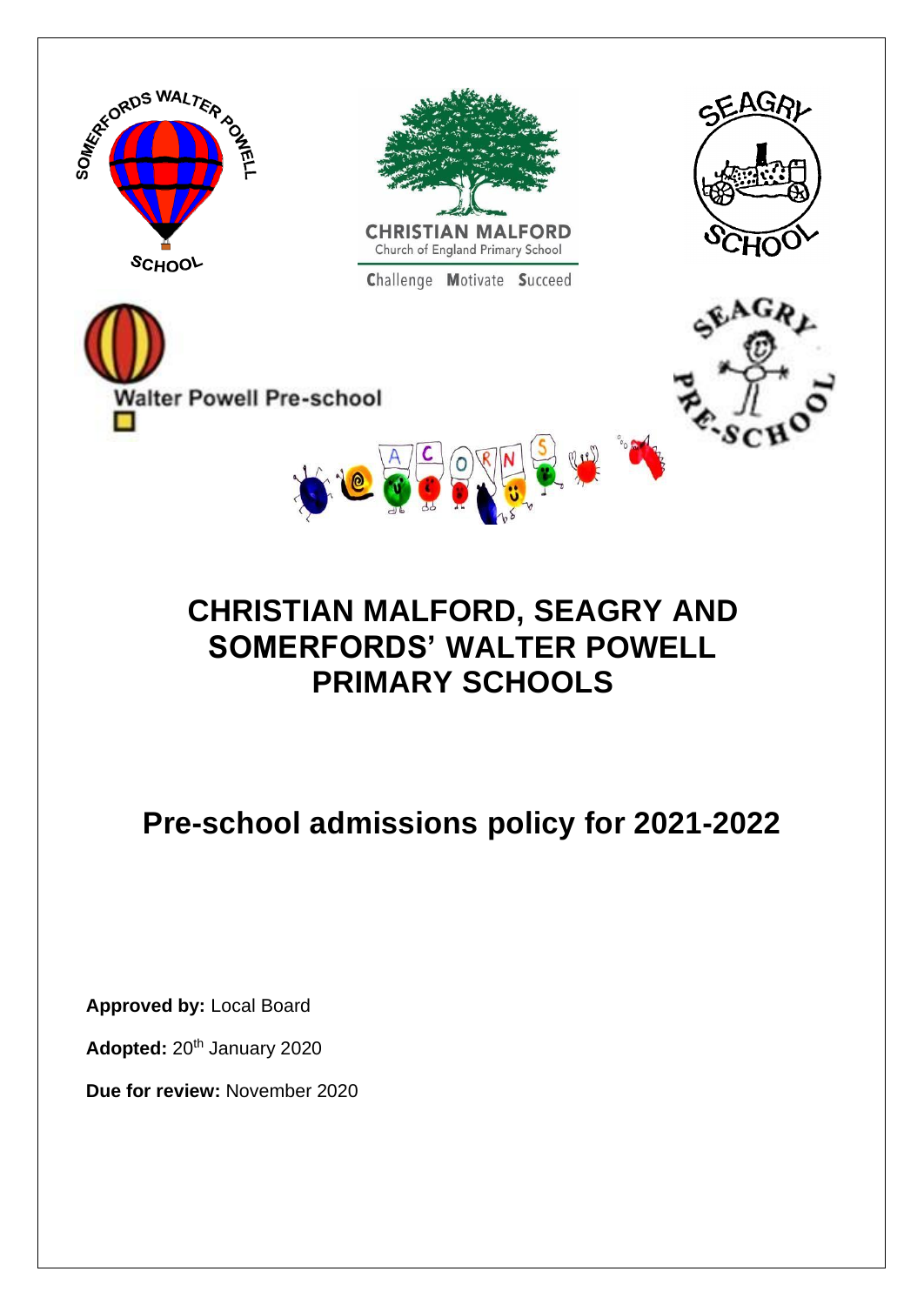# CHRISTIAN MALFORD, SEAGRY AND SOMERFORDS' WALTER POWELL PRIMARY SCHOOLS

## Pre-school admissions policy for 2021-2022

**Approved by:** Local Board

**Adopted:** 20th January 2020

**Due for review:** November 2020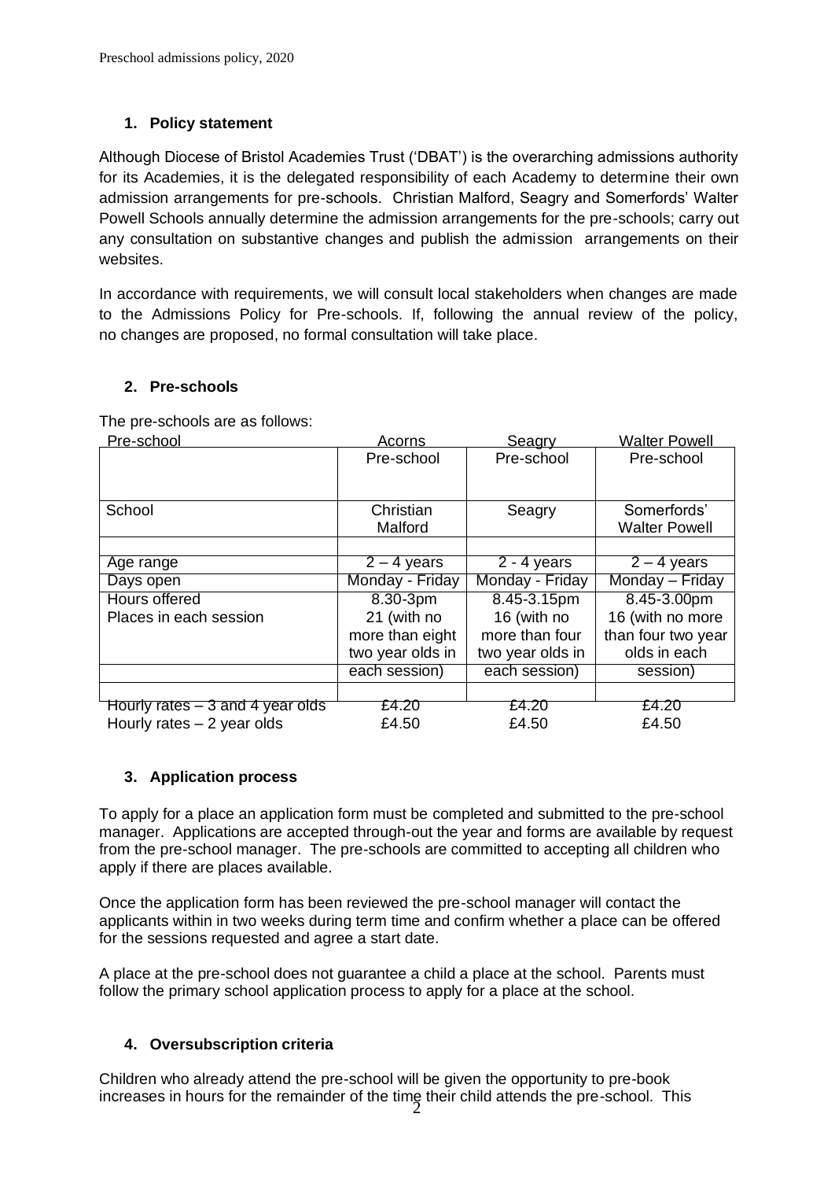## 1. Policy statement

Although Diocese of Bristol Academies Trust ('DBAT') is the overarching admissions authority for its Academies, it is the delegated responsibility of each Academy to determine their own admission arrangements for pre-schools. Christian Malford, Seagry and Somerfords' Walter Powell Schools annually determine the admission arrangements for the pre-schools; carry out any consultation on substantive changes and publish the admission arrangements on their websites.

In accordance with requirements, we will consult local stakeholders when changes are made to the Admissions Policy for Pre-schools. If, following the annual review of the policy, no changes are proposed, no formal consultation will take place.

## 2. Pre-schools

The pre-schools are as follows:

| Pre-school | Acorns Pre-school | Seagry Pre-school | Walter Powell Pre-school |
|---|---|---|---|
| School | Christian Malford | Seagry | Somerfords' Walter Powell |
| Age range | 2 – 4 years | 2 - 4 years | 2 – 4 years |
| Days open | Monday - Friday | Monday - Friday | Monday – Friday |
| Hours offered | 8.30-3pm | 8.45-3.15pm | 8.45-3.00pm |
| Places in each session | 21 (with no more than eight two year olds in each session) | 16 (with no more than four two year olds in each session) | 16 (with no more than four two year olds in each session) |
| Hourly rates – 3 and 4 year olds | £4.20 | £4.20 | £4.20 |
| Hourly rates – 2 year olds | £4.50 | £4.50 | £4.50 |

## 3. Application process

To apply for a place an application form must be completed and submitted to the pre-school manager. Applications are accepted through-out the year and forms are available by request from the pre-school manager. The pre-schools are committed to accepting all children who apply if there are places available.

Once the application form has been reviewed the pre-school manager will contact the applicants within in two weeks during term time and confirm whether a place can be offered for the sessions requested and agree a start date.

A place at the pre-school does not guarantee a child a place at the school. Parents must follow the primary school application process to apply for a place at the school.

## 4. Oversubscription criteria

Children who already attend the pre-school will be given the opportunity to pre-book increases in hours for the remainder of the time their child attends the pre-school. This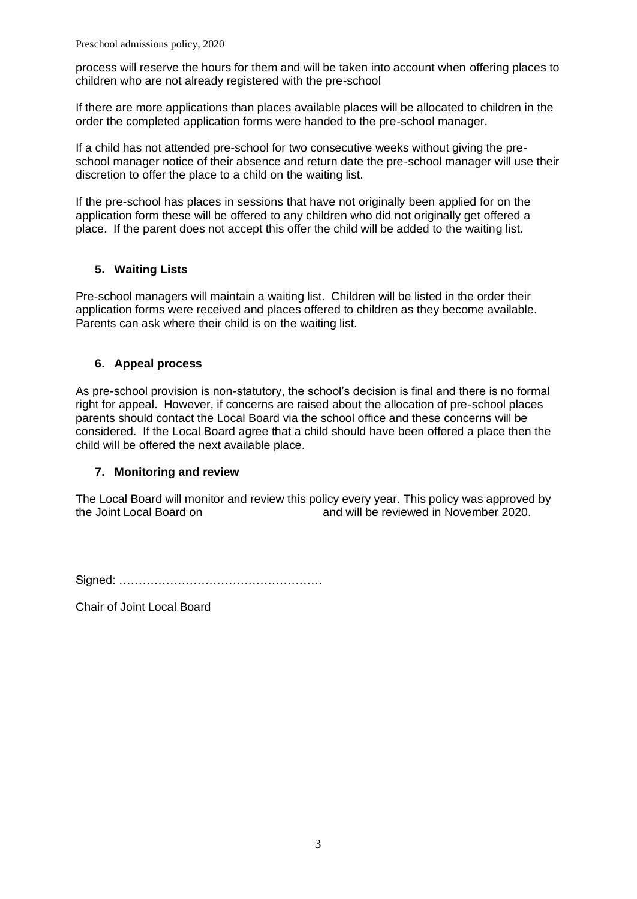process will reserve the hours for them and will be taken into account when offering places to children who are not already registered with the pre-school

If there are more applications than places available places will be allocated to children in the order the completed application forms were handed to the pre-school manager.

If a child has not attended pre-school for two consecutive weeks without giving the pre-school manager notice of their absence and return date the pre-school manager will use their discretion to offer the place to a child on the waiting list.

If the pre-school has places in sessions that have not originally been applied for on the application form these will be offered to any children who did not originally get offered a place. If the parent does not accept this offer the child will be added to the waiting list.

## 5. Waiting Lists

Pre-school managers will maintain a waiting list. Children will be listed in the order their application forms were received and places offered to children as they become available. Parents can ask where their child is on the waiting list.

## 6. Appeal process

As pre-school provision is non-statutory, the school's decision is final and there is no formal right for appeal. However, if concerns are raised about the allocation of pre-school places parents should contact the Local Board via the school office and these concerns will be considered. If the Local Board agree that a child should have been offered a place then the child will be offered the next available place.

## 7. Monitoring and review

The Local Board will monitor and review this policy every year. This policy was approved by the Joint Local Board on and will be reviewed in November 2020.

Signed: …………………………………………….

Chair of Joint Local Board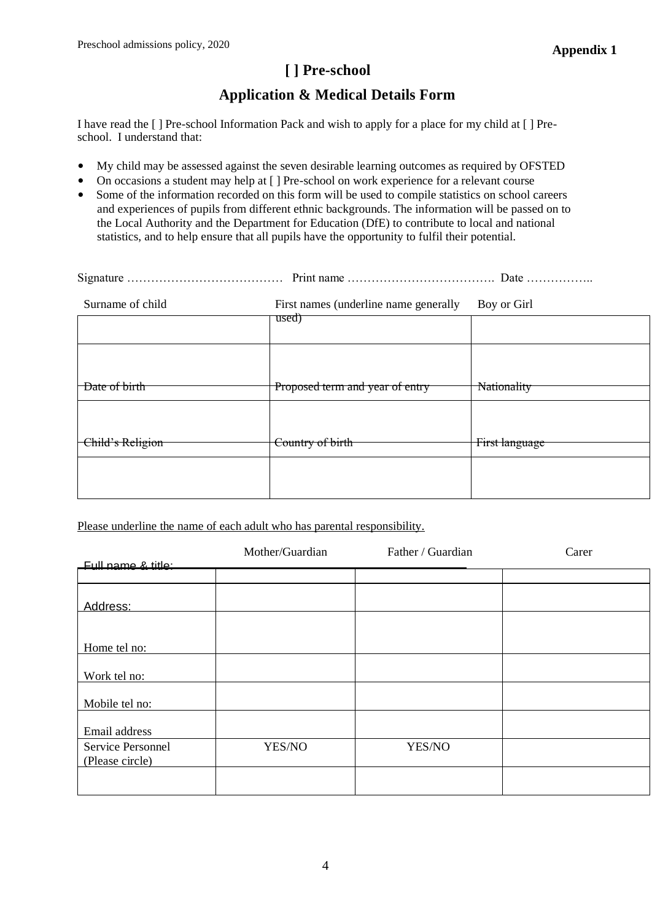**Appendix 1**

# [ ] Pre-school

## Application & Medical Details Form

I have read the [ ] Pre-school Information Pack and wish to apply for a place for my child at [ ] Pre-school. I understand that:

- My child may be assessed against the seven desirable learning outcomes as required by OFSTED
- On occasions a student may help at [ ] Pre-school on work experience for a relevant course
- Some of the information recorded on this form will be used to compile statistics on school careers and experiences of pupils from different ethnic backgrounds. The information will be passed on to the Local Authority and the Department for Education (DfE) to contribute to local and national statistics, and to help ensure that all pupils have the opportunity to fulfil their potential.

Signature ………………………………… Print name ………………………………. Date ……………..

| Surname of child | First names (underline name generally used) | Boy or Girl |
|---|---|---|
| | | |
| Date of birth | Proposed term and year of entry | Nationality |
| | | |
| Child's Religion | Country of birth | First language |
| | | |

Please underline the name of each adult who has parental responsibility.

| | Mother/Guardian | Father / Guardian | Carer |
|---|---|---|---|
| Full name & title: | | | |
| Address: | | | |
| Home tel no: | | | |
| Work tel no: | | | |
| Mobile tel no: | | | |
| Email address | | | |
| Service Personnel (Please circle) | YES/NO | YES/NO | |
| | | | |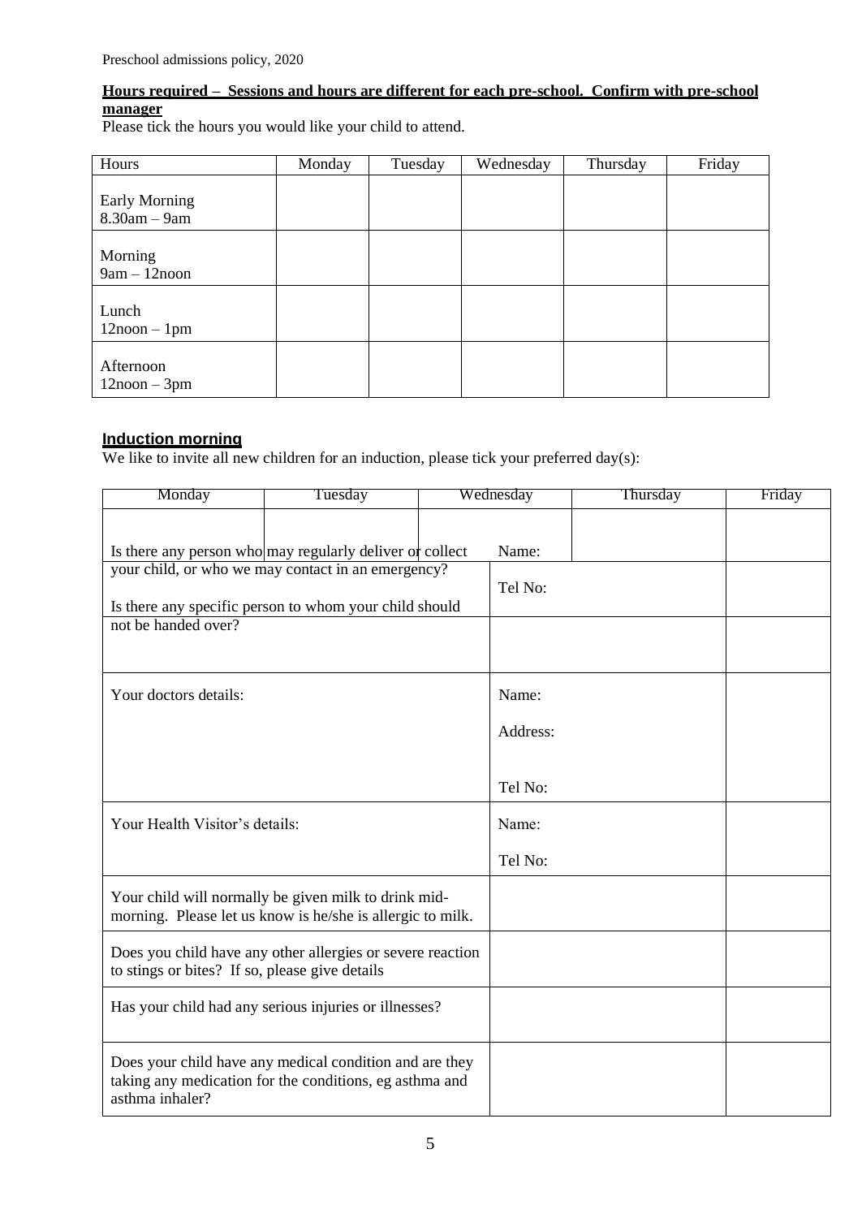**Hours required – Sessions and hours are different for each pre-school. Confirm with pre-school manager**

Please tick the hours you would like your child to attend.

| Hours | Monday | Tuesday | Wednesday | Thursday | Friday |
|---|---|---|---|---|---|
| Early Morning 8.30am – 9am | | | | | |
| Morning 9am – 12noon | | | | | |
| Lunch 12noon – 1pm | | | | | |
| Afternoon 12noon – 3pm | | | | | |

**Induction morning**

We like to invite all new children for an induction, please tick your preferred day(s):

| Monday | Tuesday | Wednesday | Thursday | Friday |
|---|---|---|---|---|
| | | | | |

| | | |
|---|---|---|
| Is there any person who may regularly deliver or collect your child, or who we may contact in an emergency? | Name: Tel No: | |
| Is there any specific person to whom your child should not be handed over? | | |
| Your doctors details: | Name: Address: Tel No: | |
| Your Health Visitor's details: | Name: Tel No: | |
| Your child will normally be given milk to drink mid-morning. Please let us know is he/she is allergic to milk. | | |
| Does you child have any other allergies or severe reaction to stings or bites? If so, please give details | | |
| Has your child had any serious injuries or illnesses? | | |
| Does your child have any medical condition and are they taking any medication for the conditions, eg asthma and asthma inhaler? | | |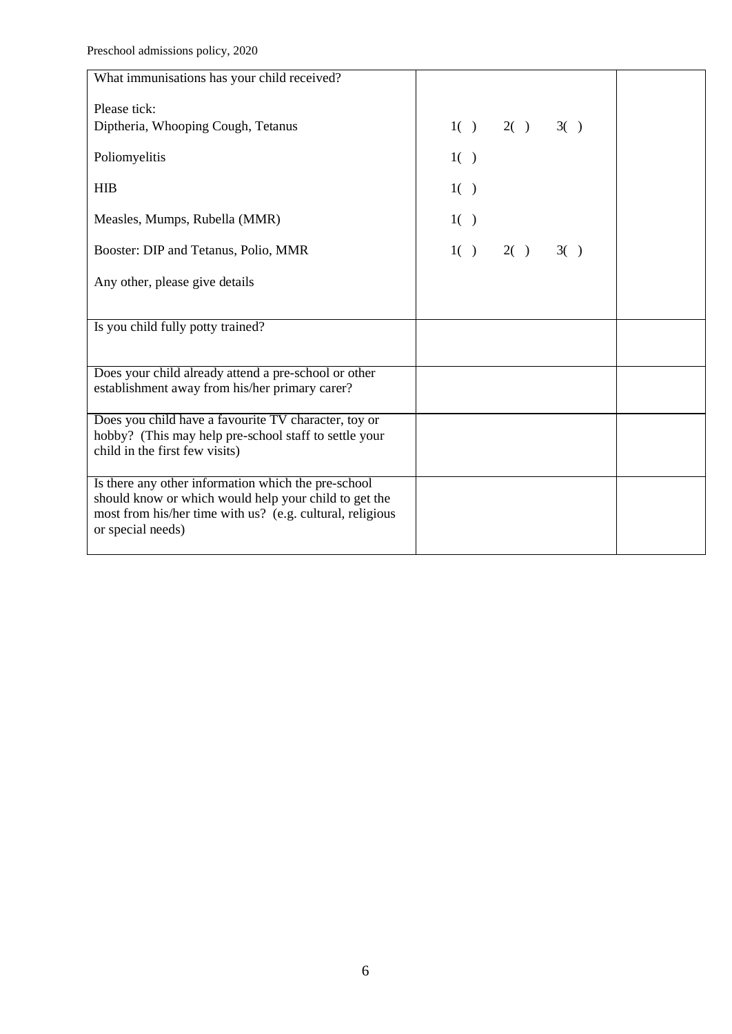| What immunisations has your child received? | | |
| --- | --- | --- |
| Please tick:<br>Diptheria, Whooping Cough, Tetanus | 1( )    2( )    3( ) | |
| Poliomyelitis | 1( ) | |
| HIB | 1( ) | |
| Measles, Mumps, Rubella (MMR) | 1( ) | |
| Booster: DIP and Tetanus, Polio, MMR | 1( )    2( )    3( ) | |
| Any other, please give details | | |
| Is you child fully potty trained? | | |
| Does your child already attend a pre-school or other establishment away from his/her primary carer? | | |
| Does you child have a favourite TV character, toy or hobby? (This may help pre-school staff to settle your child in the first few visits) | | |
| Is there any other information which the pre-school should know or which would help your child to get the most from his/her time with us? (e.g. cultural, religious or special needs) | | |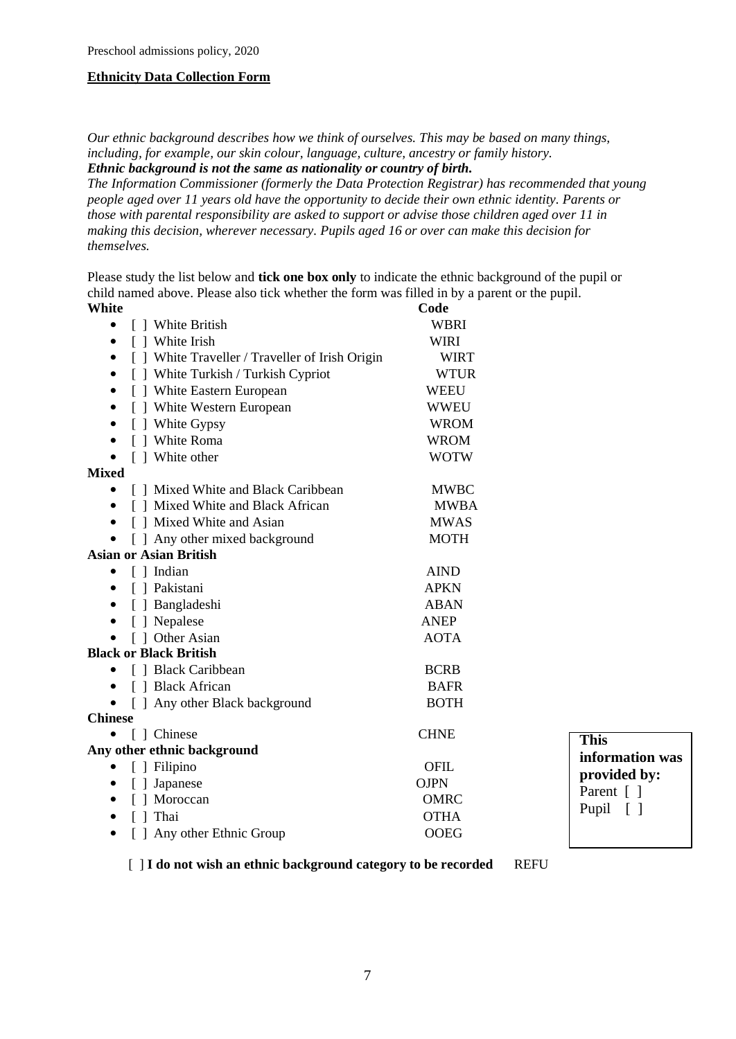**Ethnicity Data Collection Form**

*Our ethnic background describes how we think of ourselves. This may be based on many things, including, for example, our skin colour, language, culture, ancestry or family history.*
***Ethnic background is not the same as nationality or country of birth.***
*The Information Commissioner (formerly the Data Protection Registrar) has recommended that young people aged over 11 years old have the opportunity to decide their own ethnic identity. Parents or those with parental responsibility are asked to support or advise those children aged over 11 in making this decision, wherever necessary. Pupils aged 16 or over can make this decision for themselves.*

Please study the list below and **tick one box only** to indicate the ethnic background of the pupil or child named above. Please also tick whether the form was filled in by a parent or the pupil.

| **White** | **Code** |
|---|---|
| [ ] White British | WBRI |
| [ ] White Irish | WIRI |
| [ ] White Traveller / Traveller of Irish Origin | WIRT |
| [ ] White Turkish / Turkish Cypriot | WTUR |
| [ ] White Eastern European | WEEU |
| [ ] White Western European | WWEU |
| [ ] White Gypsy | WROM |
| [ ] White Roma | WROM |
| [ ] White other | WOTW |
| **Mixed** | |
| [ ] Mixed White and Black Caribbean | MWBC |
| [ ] Mixed White and Black African | MWBA |
| [ ] Mixed White and Asian | MWAS |
| [ ] Any other mixed background | MOTH |
| **Asian or Asian British** | |
| [ ] Indian | AIND |
| [ ] Pakistani | APKN |
| [ ] Bangladeshi | ABAN |
| [ ] Nepalese | ANEP |
| [ ] Other Asian | AOTA |
| **Black or Black British** | |
| [ ] Black Caribbean | BCRB |
| [ ] Black African | BAFR |
| [ ] Any other Black background | BOTH |
| **Chinese** | |
| [ ] Chinese | CHNE |
| **Any other ethnic background** | |
| [ ] Filipino | OFIL |
| [ ] Japanese | OJPN |
| [ ] Moroccan | OMRC |
| [ ] Thai | OTHA |
| [ ] Any other Ethnic Group | OOEG |

**This information was provided by:**
Parent [ ]
Pupil [ ]

[ ] **I do not wish an ethnic background category to be recorded** REFU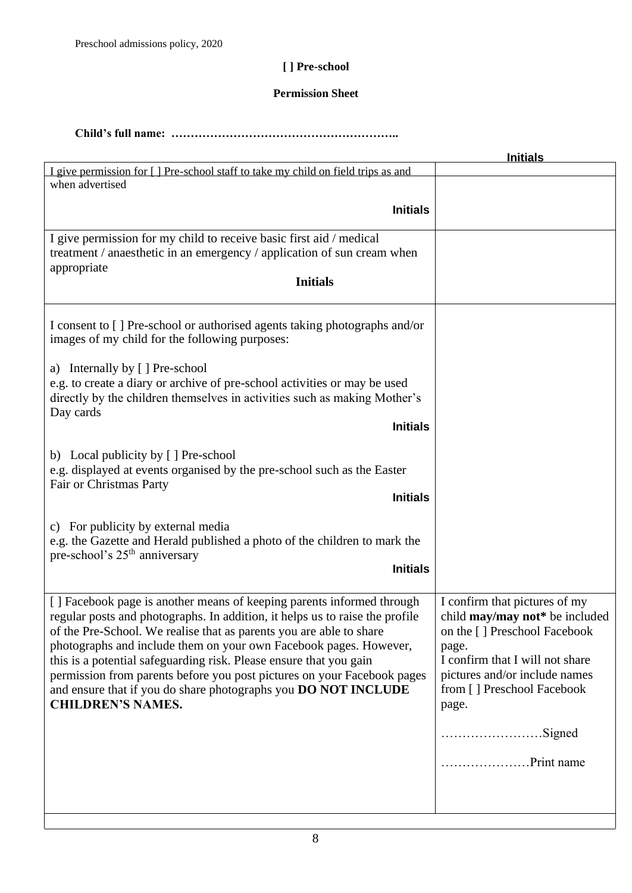**[ ] Pre-school**

**Permission Sheet**

**Child's full name: …………………………………………………..**

| | **Initials** |
|---|---|
| I give permission for [ ] Pre-school staff to take my child on field trips as and when advertised<br><br>**Initials** | |
| I give permission for my child to receive basic first aid / medical treatment / anaesthetic in an emergency / application of sun cream when appropriate<br><br>**Initials** | |
| I consent to [ ] Pre-school or authorised agents taking photographs and/or images of my child for the following purposes:<br><br>a) Internally by [ ] Pre-school<br>e.g. to create a diary or archive of pre-school activities or may be used directly by the children themselves in activities such as making Mother's Day cards<br>**Initials**<br><br>b) Local publicity by [ ] Pre-school<br>e.g. displayed at events organised by the pre-school such as the Easter Fair or Christmas Party<br>**Initials**<br><br>c) For publicity by external media<br>e.g. the Gazette and Herald published a photo of the children to mark the pre-school's 25th anniversary<br>**Initials** | |
| [ ] Facebook page is another means of keeping parents informed through regular posts and photographs. In addition, it helps us to raise the profile of the Pre-School. We realise that as parents you are able to share photographs and include them on your own Facebook pages. However, this is a potential safeguarding risk. Please ensure that you gain permission from parents before you post pictures on your Facebook pages and ensure that if you do share photographs you **DO NOT INCLUDE CHILDREN'S NAMES.** | I confirm that pictures of my child **may/may not*** be included on the [ ] Preschool Facebook page.<br>I confirm that I will not share pictures and/or include names from [ ] Preschool Facebook page.<br><br>……………………Signed<br><br>…………………Print name |
| | |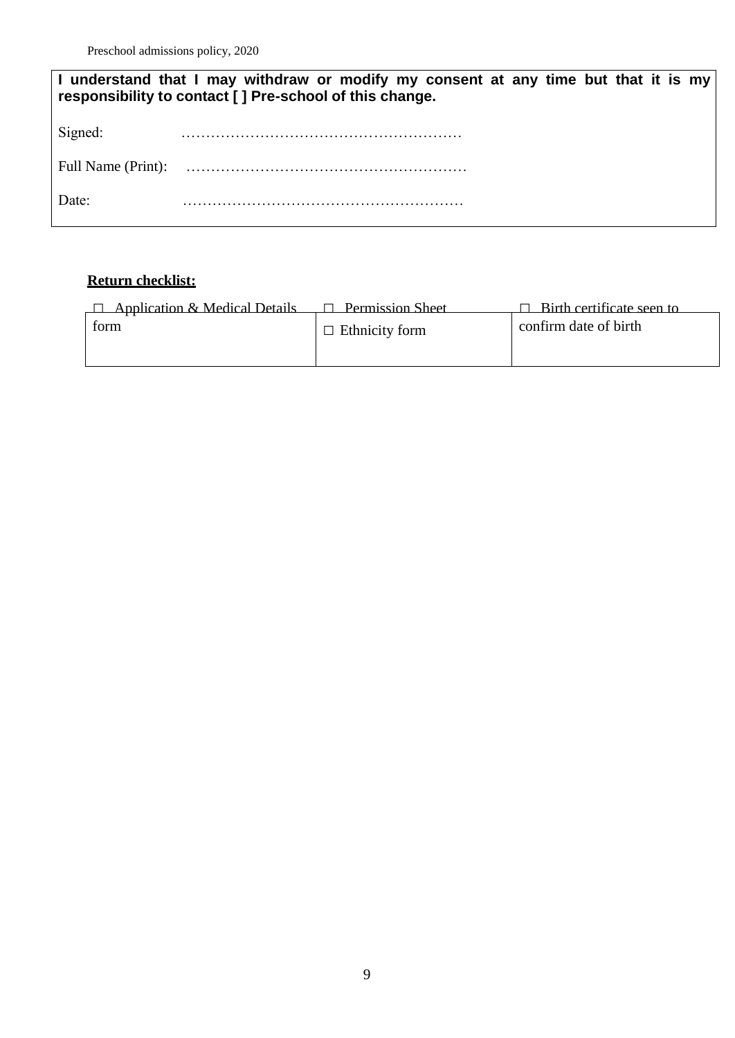**I understand that I may withdraw or modify my consent at any time but that it is my responsibility to contact [ ] Pre-school of this change.**

Signed: ………………………………………………

Full Name (Print): ………………………………………………

Date: ………………………………………………

**Return checklist:**

| | | |
|---|---|---|
| ☐ Application & Medical Details form | ☐ Permission Sheet<br>☐ Ethnicity form | ☐ Birth certificate seen to confirm date of birth |